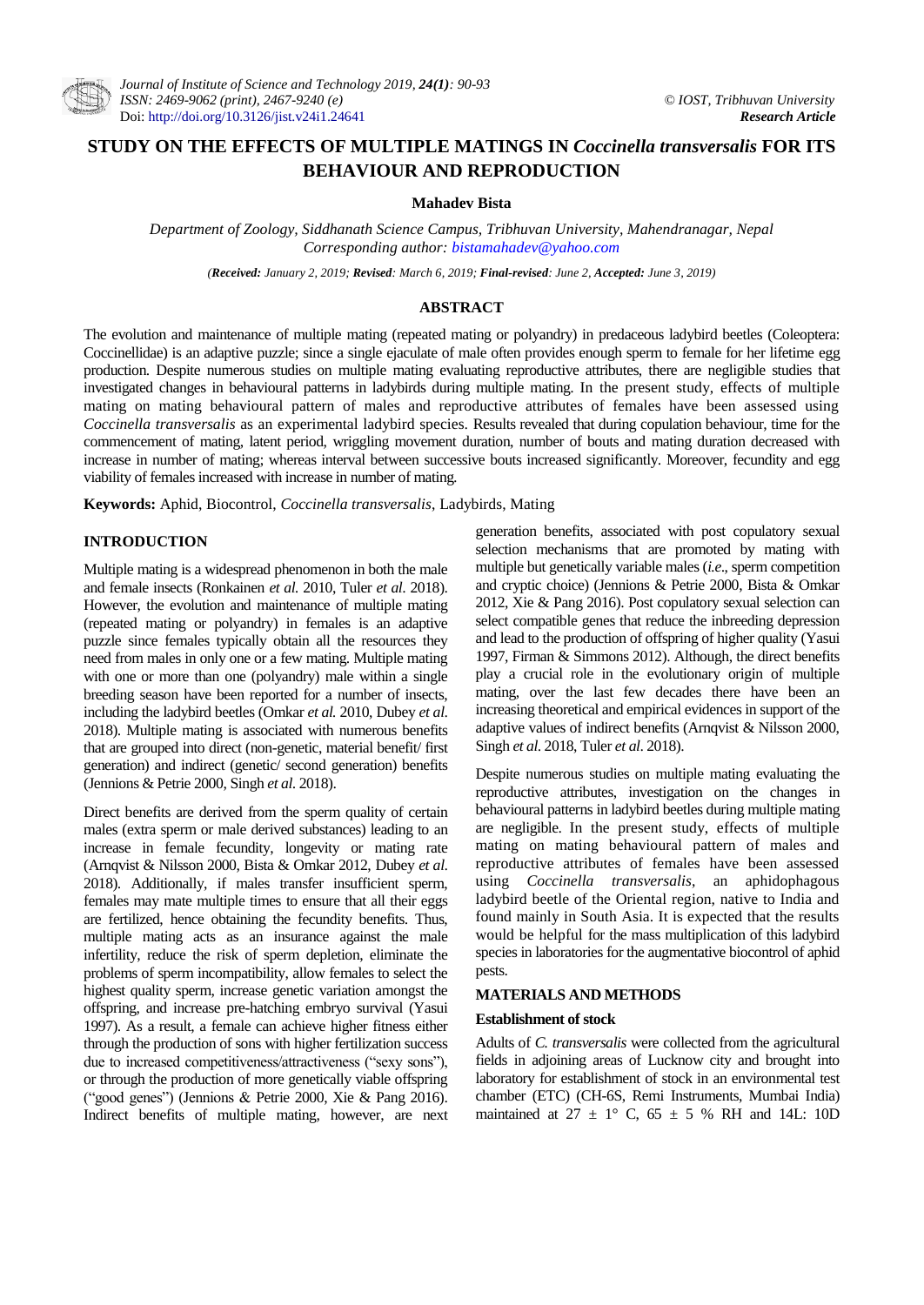# STUDY ON THE EFFECTS OF MULTIPLE MATINGS IN *Coccinella transversalis* FOR ITS BEHAVIOUR AND REPRODUCTION

**Mahadev Bista**

*Department of Zoology, Siddhanath Science Campus, Tribhuvan University, Mahendranagar, Nepal*
*Corresponding author: bistamahadev@yahoo.com*

*(**Received:** January 2, 2019; **Revised**: March 6, 2019; **Final-revised**: June 2, **Accepted:** June 3, 2019)*

## ABSTRACT

The evolution and maintenance of multiple mating (repeated mating or polyandry) in predaceous ladybird beetles (Coleoptera: Coccinellidae) is an adaptive puzzle; since a single ejaculate of male often provides enough sperm to female for her lifetime egg production. Despite numerous studies on multiple mating evaluating reproductive attributes, there are negligible studies that investigated changes in behavioural patterns in ladybirds during multiple mating. In the present study, effects of multiple mating on mating behavioural pattern of males and reproductive attributes of females have been assessed using *Coccinella transversalis* as an experimental ladybird species. Results revealed that during copulation behaviour, time for the commencement of mating, latent period, wriggling movement duration, number of bouts and mating duration decreased with increase in number of mating; whereas interval between successive bouts increased significantly. Moreover, fecundity and egg viability of females increased with increase in number of mating.

**Keywords:** Aphid, Biocontrol, *Coccinella transversalis*, Ladybirds, Mating

## INTRODUCTION

Multiple mating is a widespread phenomenon in both the male and female insects (Ronkainen *et al.* 2010, Tuler *et al.* 2018). However, the evolution and maintenance of multiple mating (repeated mating or polyandry) in females is an adaptive puzzle since females typically obtain all the resources they need from males in only one or a few mating. Multiple mating with one or more than one (polyandry) male within a single breeding season have been reported for a number of insects, including the ladybird beetles (Omkar *et al.* 2010, Dubey *et al.* 2018). Multiple mating is associated with numerous benefits that are grouped into direct (non-genetic, material benefit/ first generation) and indirect (genetic/ second generation) benefits (Jennions & Petrie 2000, Singh *et al.* 2018).

Direct benefits are derived from the sperm quality of certain males (extra sperm or male derived substances) leading to an increase in female fecundity, longevity or mating rate (Arnqvist & Nilsson 2000, Bista & Omkar 2012, Dubey *et al.* 2018). Additionally, if males transfer insufficient sperm, females may mate multiple times to ensure that all their eggs are fertilized, hence obtaining the fecundity benefits. Thus, multiple mating acts as an insurance against the male infertility, reduce the risk of sperm depletion, eliminate the problems of sperm incompatibility, allow females to select the highest quality sperm, increase genetic variation amongst the offspring, and increase pre-hatching embryo survival (Yasui 1997). As a result, a female can achieve higher fitness either through the production of sons with higher fertilization success due to increased competitiveness/attractiveness ("sexy sons"), or through the production of more genetically viable offspring ("good genes") (Jennions & Petrie 2000, Xie & Pang 2016). Indirect benefits of multiple mating, however, are next generation benefits, associated with post copulatory sexual selection mechanisms that are promoted by mating with multiple but genetically variable males (*i.e*., sperm competition and cryptic choice) (Jennions & Petrie 2000, Bista & Omkar 2012, Xie & Pang 2016). Post copulatory sexual selection can select compatible genes that reduce the inbreeding depression and lead to the production of offspring of higher quality (Yasui 1997, Firman & Simmons 2012). Although, the direct benefits play a crucial role in the evolutionary origin of multiple mating, over the last few decades there have been an increasing theoretical and empirical evidences in support of the adaptive values of indirect benefits (Arnqvist & Nilsson 2000, Singh *et al.* 2018, Tuler *et al.* 2018).

Despite numerous studies on multiple mating evaluating the reproductive attributes, investigation on the changes in behavioural patterns in ladybird beetles during multiple mating are negligible. In the present study, effects of multiple mating on mating behavioural pattern of males and reproductive attributes of females have been assessed using *Coccinella transversalis*, an aphidophagous ladybird beetle of the Oriental region, native to India and found mainly in South Asia. It is expected that the results would be helpful for the mass multiplication of this ladybird species in laboratories for the augmentative biocontrol of aphid pests.

## MATERIALS AND METHODS

### Establishment of stock

Adults of *C. transversalis* were collected from the agricultural fields in adjoining areas of Lucknow city and brought into laboratory for establishment of stock in an environmental test chamber (ETC) (CH-6S, Remi Instruments, Mumbai India) maintained at 27 ± 1° C, 65 ± 5 % RH and 14L: 10D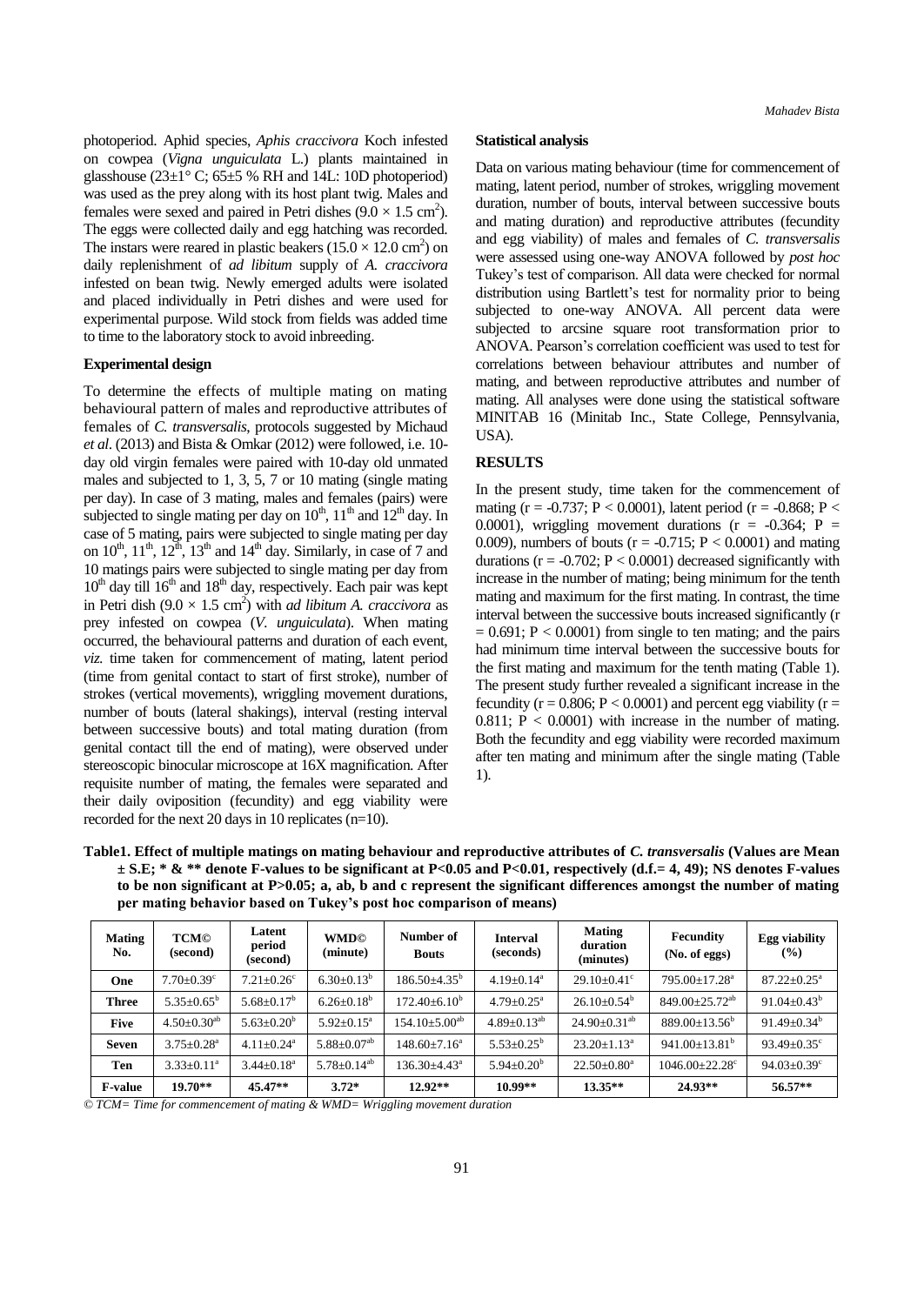photoperiod. Aphid species, *Aphis craccivora* Koch infested on cowpea (*Vigna unguiculata* L.) plants maintained in glasshouse (23±1° C; 65±5 % RH and 14L: 10D photoperiod) was used as the prey along with its host plant twig. Males and females were sexed and paired in Petri dishes ($9.0 \times 1.5$ cm$^2$). The eggs were collected daily and egg hatching was recorded. The instars were reared in plastic beakers ($15.0 \times 12.0$ cm$^2$) on daily replenishment of *ad libitum* supply of *A. craccivora* infested on bean twig. Newly emerged adults were isolated and placed individually in Petri dishes and were used for experimental purpose. Wild stock from fields was added time to time to the laboratory stock to avoid inbreeding.

### Experimental design

To determine the effects of multiple mating on mating behavioural pattern of males and reproductive attributes of females of *C. transversalis*, protocols suggested by Michaud *et al*. (2013) and Bista & Omkar (2012) were followed, i.e. 10-day old virgin females were paired with 10-day old unmated males and subjected to 1, 3, 5, 7 or 10 mating (single mating per day). In case of 3 mating, males and females (pairs) were subjected to single mating per day on 10$^{th}$, 11$^{th}$ and 12$^{th}$ day. In case of 5 mating, pairs were subjected to single mating per day on 10$^{th}$, 11$^{th}$, 12$^{th}$, 13$^{th}$ and 14$^{th}$ day. Similarly, in case of 7 and 10 matings pairs were subjected to single mating per day from 10$^{th}$ day till 16$^{th}$ and 18$^{th}$ day, respectively. Each pair was kept in Petri dish ($9.0 \times 1.5$ cm$^2$) with *ad libitum A. craccivora* as prey infested on cowpea (*V. unguiculata*). When mating occurred, the behavioural patterns and duration of each event, *viz.* time taken for commencement of mating, latent period (time from genital contact to start of first stroke), number of strokes (vertical movements), wriggling movement durations, number of bouts (lateral shakings), interval (resting interval between successive bouts) and total mating duration (from genital contact till the end of mating), were observed under stereoscopic binocular microscope at 16X magnification. After requisite number of mating, the females were separated and their daily oviposition (fecundity) and egg viability were recorded for the next 20 days in 10 replicates (n=10).

### Statistical analysis

Data on various mating behaviour (time for commencement of mating, latent period, number of strokes, wriggling movement duration, number of bouts, interval between successive bouts and mating duration) and reproductive attributes (fecundity and egg viability) of males and females of *C. transversalis* were assessed using one-way ANOVA followed by *post hoc* Tukey's test of comparison. All data were checked for normal distribution using Bartlett's test for normality prior to being subjected to one-way ANOVA. All percent data were subjected to arcsine square root transformation prior to ANOVA. Pearson's correlation coefficient was used to test for correlations between behaviour attributes and number of mating, and between reproductive attributes and number of mating. All analyses were done using the statistical software MINITAB 16 (Minitab Inc., State College, Pennsylvania, USA).

## RESULTS

In the present study, time taken for the commencement of mating ($r = -0.737$; $P < 0.0001$), latent period ($r = -0.868$; $P < 0.0001$), wriggling movement durations ($r = -0.364$; $P = 0.009$), numbers of bouts ($r = -0.715$; $P < 0.0001$) and mating durations ($r = -0.702$; $P < 0.0001$) decreased significantly with increase in the number of mating; being minimum for the tenth mating and maximum for the first mating. In contrast, the time interval between the successive bouts increased significantly ($r = 0.691$; $P < 0.0001$) from single to ten mating; and the pairs had minimum time interval between the successive bouts for the first mating and maximum for the tenth mating (Table 1). The present study further revealed a significant increase in the fecundity ($r = 0.806$; $P < 0.0001$) and percent egg viability ($r = 0.811$; $P < 0.0001$) with increase in the number of mating. Both the fecundity and egg viability were recorded maximum after ten mating and minimum after the single mating (Table 1).

**Table1. Effect of multiple matings on mating behaviour and reproductive attributes of *C. transversalis* (Values are Mean ± S.E; * & ** denote F-values to be significant at P<0.05 and P<0.01, respectively (d.f.= 4, 49); NS denotes F-values to be non significant at P>0.05; a, ab, b and c represent the significant differences amongst the number of mating per mating behavior based on Tukey's post hoc comparison of means)**

| Mating No. | TCM© (second) | Latent period (second) | WMD© (minute) | Number of Bouts | Interval (seconds) | Mating duration (minutes) | Fecundity (No. of eggs) | Egg viability (%) |
|---|---|---|---|---|---|---|---|---|
| **One** | $7.70\pm0.39^{c}$ | $7.21\pm0.26^{c}$ | $6.30\pm0.13^{b}$ | $186.50\pm4.35^{b}$ | $4.19\pm0.14^{a}$ | $29.10\pm0.41^{c}$ | $795.00\pm17.28^{a}$ | $87.22\pm0.25^{a}$ |
| **Three** | $5.35\pm0.65^{b}$ | $5.68\pm0.17^{b}$ | $6.26\pm0.18^{b}$ | $172.40\pm6.10^{b}$ | $4.79\pm0.25^{a}$ | $26.10\pm0.54^{b}$ | $849.00\pm25.72^{ab}$ | $91.04\pm0.43^{b}$ |
| **Five** | $4.50\pm0.30^{ab}$ | $5.63\pm0.20^{b}$ | $5.92\pm0.15^{a}$ | $154.10\pm5.00^{ab}$ | $4.89\pm0.13^{ab}$ | $24.90\pm0.31^{ab}$ | $889.00\pm13.56^{b}$ | $91.49\pm0.34^{b}$ |
| **Seven** | $3.75\pm0.28^{a}$ | $4.11\pm0.24^{a}$ | $5.88\pm0.07^{ab}$ | $148.60\pm7.16^{a}$ | $5.53\pm0.25^{b}$ | $23.20\pm1.13^{a}$ | $941.00\pm13.81^{b}$ | $93.49\pm0.35^{c}$ |
| **Ten** | $3.33\pm0.11^{a}$ | $3.44\pm0.18^{a}$ | $5.78\pm0.14^{ab}$ | $136.30\pm4.43^{a}$ | $5.94\pm0.20^{b}$ | $22.50\pm0.80^{a}$ | $1046.00\pm22.28^{c}$ | $94.03\pm0.39^{c}$ |
| **F-value** | **19.70\*\*** | **45.47\*\*** | **3.72\*** | **12.92\*\*** | **10.99\*\*** | **13.35\*\*** | **24.93\*\*** | **56.57\*\*** |

*© TCM= Time for commencement of mating & WMD= Wriggling movement duration*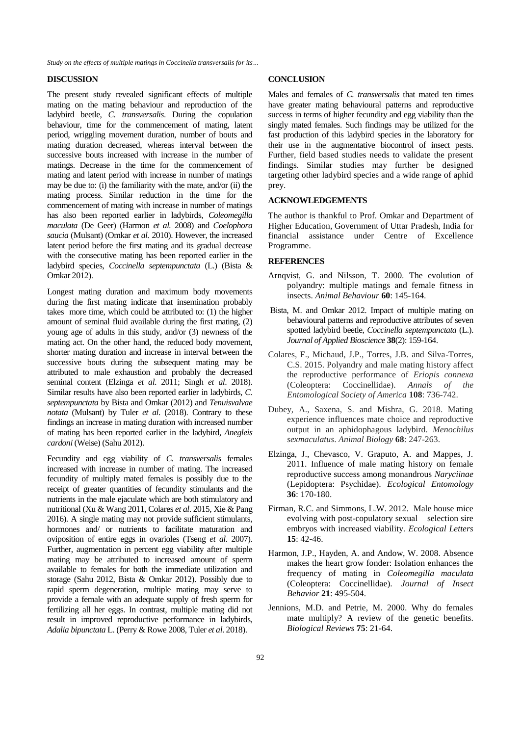## DISCUSSION

The present study revealed significant effects of multiple mating on the mating behaviour and reproduction of the ladybird beetle, *C. transversalis*. During the copulation behaviour, time for the commencement of mating, latent period, wriggling movement duration, number of bouts and mating duration decreased, whereas interval between the successive bouts increased with increase in the number of matings. Decrease in the time for the commencement of mating and latent period with increase in number of matings may be due to: (i) the familiarity with the mate, and/or (ii) the mating process. Similar reduction in the time for the commencement of mating with increase in number of matings has also been reported earlier in ladybirds, *Coleomegilla maculata* (De Geer) (Harmon *et al.* 2008) and *Coelophora saucia* (Mulsant) (Omkar *et al.* 2010). However, the increased latent period before the first mating and its gradual decrease with the consecutive mating has been reported earlier in the ladybird species, *Coccinella septempunctata* (L.) (Bista & Omkar 2012).

Longest mating duration and maximum body movements during the first mating indicate that insemination probably takes more time, which could be attributed to: (1) the higher amount of seminal fluid available during the first mating, (2) young age of adults in this study, and/or (3) newness of the mating act. On the other hand, the reduced body movement, shorter mating duration and increase in interval between the successive bouts during the subsequent mating may be attributed to male exhaustion and probably the decreased seminal content (Elzinga *et al.* 2011; Singh *et al.* 2018). Similar results have also been reported earlier in ladybirds, *C. septempunctata* by Bista and Omkar (2012) and *Tenuisvalvae notata* (Mulsant) by Tuler *et al.* (2018). Contrary to these findings an increase in mating duration with increased number of mating has been reported earlier in the ladybird, *Anegleis cardoni* (Weise) (Sahu 2012).

Fecundity and egg viability of *C. transversalis* females increased with increase in number of mating. The increased fecundity of multiply mated females is possibly due to the receipt of greater quantities of fecundity stimulants and the nutrients in the male ejaculate which are both stimulatory and nutritional (Xu & Wang 2011, Colares *et al.* 2015, Xie & Pang 2016). A single mating may not provide sufficient stimulants, hormones and/ or nutrients to facilitate maturation and oviposition of entire eggs in ovarioles (Tseng *et al.* 2007). Further, augmentation in percent egg viability after multiple mating may be attributed to increased amount of sperm available to females for both the immediate utilization and storage (Sahu 2012, Bista & Omkar 2012). Possibly due to rapid sperm degeneration, multiple mating may serve to provide a female with an adequate supply of fresh sperm for fertilizing all her eggs. In contrast, multiple mating did not result in improved reproductive performance in ladybirds, *Adalia bipunctata* L. (Perry & Rowe 2008, Tuler *et al.* 2018).

## CONCLUSION

Males and females of *C. transversalis* that mated ten times have greater mating behavioural patterns and reproductive success in terms of higher fecundity and egg viability than the singly mated females. Such findings may be utilized for the fast production of this ladybird species in the laboratory for their use in the augmentative biocontrol of insect pests. Further, field based studies needs to validate the present findings. Similar studies may further be designed targeting other ladybird species and a wide range of aphid prey.

## ACKNOWLEDGEMENTS

The author is thankful to Prof. Omkar and Department of Higher Education, Government of Uttar Pradesh, India for financial assistance under Centre of Excellence Programme.

## REFERENCES

- Arnqvist, G. and Nilsson, T. 2000. The evolution of polyandry: multiple matings and female fitness in insects. *Animal Behaviour* **60**: 145-164.
- Bista, M. and Omkar 2012. Impact of multiple mating on behavioural patterns and reproductive attributes of seven spotted ladybird beetle, *Coccinella septempunctata* (L.). *Journal of Applied Bioscience* **38**(2): 159-164.
- Colares, F., Michaud, J.P., Torres, J.B. and Silva-Torres, C.S. 2015. Polyandry and male mating history affect the reproductive performance of *Eriopis connexa* (Coleoptera: Coccinellidae). *Annals of the Entomological Society of America* **108**: 736-742.
- Dubey, A., Saxena, S. and Mishra, G. 2018. Mating experience influences mate choice and reproductive output in an aphidophagous ladybird. *Menochilus sexmaculatus*. *Animal Biology* **68**: 247-263.
- Elzinga, J., Chevasco, V. Graputo, A. and Mappes, J. 2011. Influence of male mating history on female reproductive success among monandrous *Naryciinae* (Lepidoptera: Psychidae). *Ecological Entomology* **36**: 170-180.
- Firman, R.C. and Simmons, L.W. 2012. Male house mice evolving with post-copulatory sexual selection sire embryos with increased viability. *Ecological Letters* **15**: 42-46.
- Harmon, J.P., Hayden, A. and Andow, W. 2008. Absence makes the heart grow fonder: Isolation enhances the frequency of mating in *Coleomegilla maculata* (Coleoptera: Coccinellidae). *Journal of Insect Behavior* **21**: 495-504.
- Jennions, M.D. and Petrie, M. 2000. Why do females mate multiply? A review of the genetic benefits. *Biological Reviews* **75**: 21-64.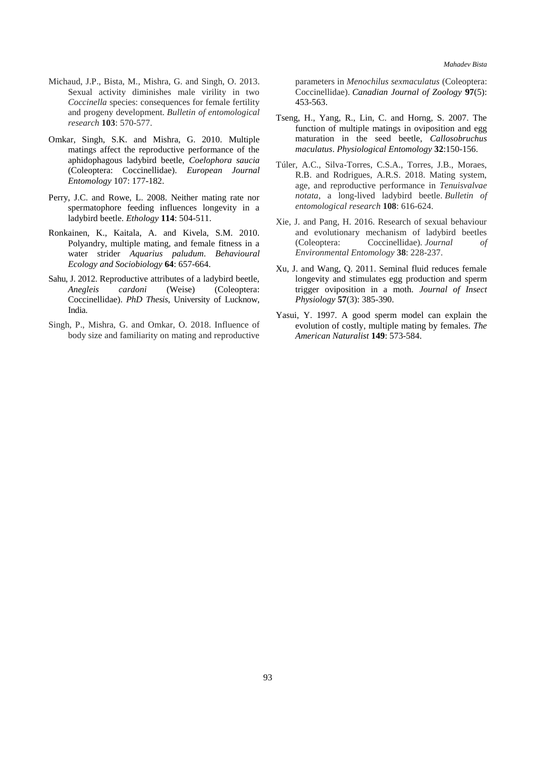Michaud, J.P., Bista, M., Mishra, G. and Singh, O. 2013. Sexual activity diminishes male virility in two *Coccinella* species: consequences for female fertility and progeny development. *Bulletin of entomological research* **103**: 570-577.

Omkar, Singh, S.K. and Mishra, G. 2010. Multiple matings affect the reproductive performance of the aphidophagous ladybird beetle, *Coelophora saucia* (Coleoptera: Coccinellidae). *European Journal Entomology* 107: 177-182.

Perry, J.C. and Rowe, L. 2008. Neither mating rate nor spermatophore feeding influences longevity in a ladybird beetle. *Ethology* **114**: 504-511.

Ronkainen, K., Kaitala, A. and Kivela, S.M. 2010. Polyandry, multiple mating, and female fitness in a water strider *Aquarius paludum*. *Behavioural Ecology and Sociobiology* **64**: 657-664.

Sahu, J. 2012. Reproductive attributes of a ladybird beetle, *Anegleis cardoni* (Weise) (Coleoptera: Coccinellidae). *PhD Thesis*, University of Lucknow, India.

Singh, P., Mishra, G. and Omkar, O. 2018. Influence of body size and familiarity on mating and reproductive parameters in *Menochilus sexmaculatus* (Coleoptera: Coccinellidae). *Canadian Journal of Zoology* **97**(5): 453-563.

Tseng, H., Yang, R., Lin, C. and Horng, S. 2007. The function of multiple matings in oviposition and egg maturation in the seed beetle, *Callosobruchus maculatus*. *Physiological Entomology* **32**:150-156.

Túler, A.C., Silva-Torres, C.S.A., Torres, J.B., Moraes, R.B. and Rodrigues, A.R.S. 2018. Mating system, age, and reproductive performance in *Tenuisvalvae notata*, a long-lived ladybird beetle. *Bulletin of entomological research* **108**: 616-624.

Xie, J. and Pang, H. 2016. Research of sexual behaviour and evolutionary mechanism of ladybird beetles (Coleoptera: Coccinellidae). *Journal of Environmental Entomology* **38**: 228-237.

Xu, J. and Wang, Q. 2011. Seminal fluid reduces female longevity and stimulates egg production and sperm trigger oviposition in a moth. *Journal of Insect Physiology* **57**(3): 385-390.

Yasui, Y. 1997. A good sperm model can explain the evolution of costly, multiple mating by females. *The American Naturalist* **149**: 573-584.